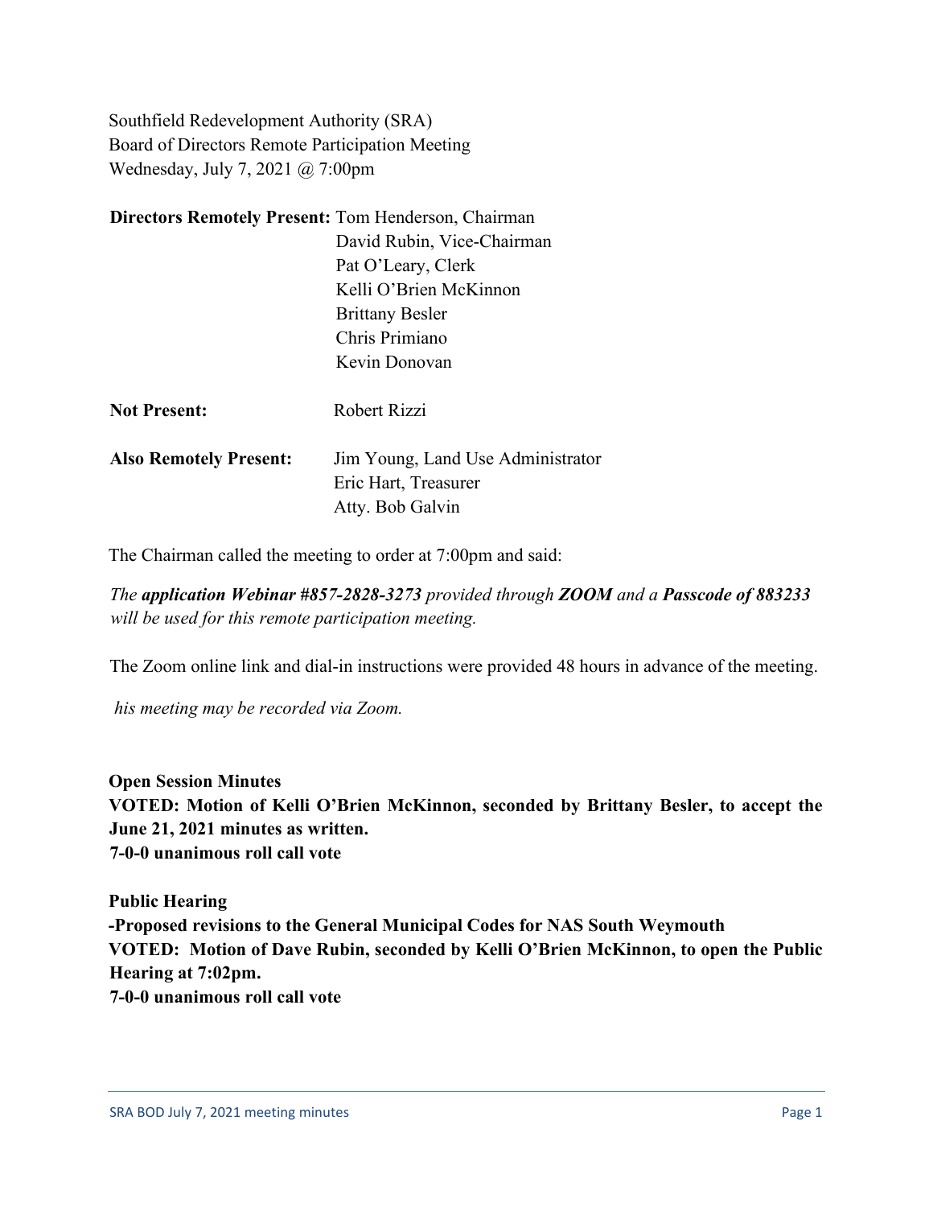Southfield Redevelopment Authority (SRA)
Board of Directors Remote Participation Meeting
Wednesday, July 7, 2021 @ 7:00pm

| | |
|---|---|
| **Directors Remotely Present:** | Tom Henderson, Chairman |
| | David Rubin, Vice-Chairman |
| | Pat O'Leary, Clerk |
| | Kelli O'Brien McKinnon |
| | Brittany Besler |
| | Chris Primiano |
| | Kevin Donovan |
| **Not Present:** | Robert Rizzi |
| **Also Remotely Present:** | Jim Young, Land Use Administrator |
| | Eric Hart, Treasurer |
| | Atty. Bob Galvin |

The Chairman called the meeting to order at 7:00pm and said:

*The **application Webinar #857-2828-3273** provided through **ZOOM** and a **Passcode of 883233** will be used for this remote participation meeting.*

The Zoom online link and dial-in instructions were provided 48 hours in advance of the meeting.

*his meeting may be recorded via Zoom.*

**Open Session Minutes**
**VOTED: Motion of Kelli O'Brien McKinnon, seconded by Brittany Besler, to accept the June 21, 2021 minutes as written.**
**7-0-0 unanimous roll call vote**

**Public Hearing**
**-Proposed revisions to the General Municipal Codes for NAS South Weymouth**
**VOTED: Motion of Dave Rubin, seconded by Kelli O'Brien McKinnon, to open the Public Hearing at 7:02pm.**
**7-0-0 unanimous roll call vote**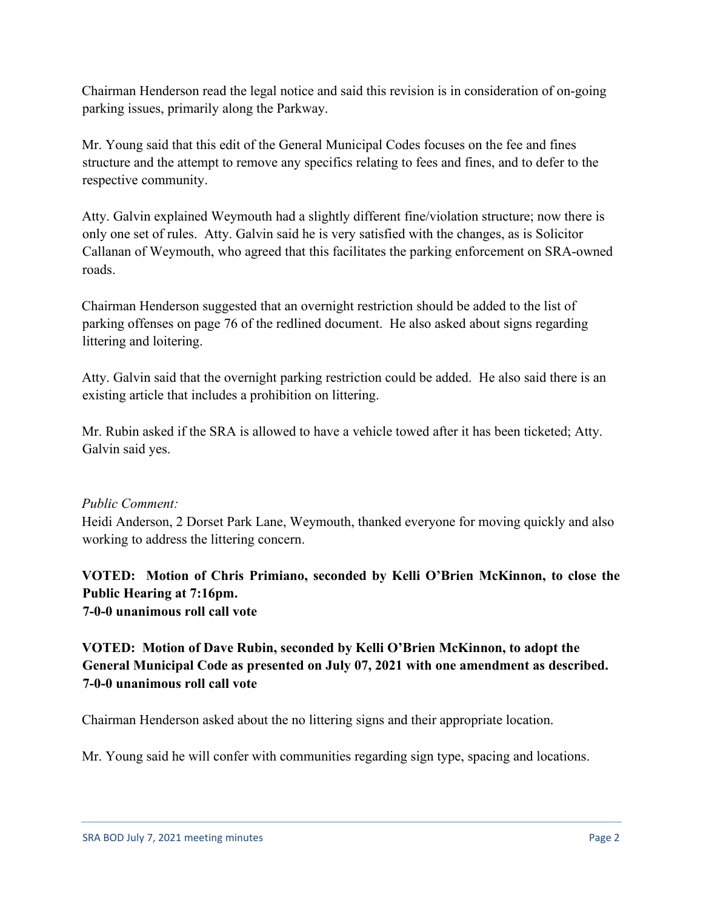Chairman Henderson read the legal notice and said this revision is in consideration of on-going parking issues, primarily along the Parkway.

Mr. Young said that this edit of the General Municipal Codes focuses on the fee and fines structure and the attempt to remove any specifics relating to fees and fines, and to defer to the respective community.

Atty. Galvin explained Weymouth had a slightly different fine/violation structure; now there is only one set of rules. Atty. Galvin said he is very satisfied with the changes, as is Solicitor Callanan of Weymouth, who agreed that this facilitates the parking enforcement on SRA-owned roads.

Chairman Henderson suggested that an overnight restriction should be added to the list of parking offenses on page 76 of the redlined document. He also asked about signs regarding littering and loitering.

Atty. Galvin said that the overnight parking restriction could be added. He also said there is an existing article that includes a prohibition on littering.

Mr. Rubin asked if the SRA is allowed to have a vehicle towed after it has been ticketed; Atty. Galvin said yes.

*Public Comment:*
Heidi Anderson, 2 Dorset Park Lane, Weymouth, thanked everyone for moving quickly and also working to address the littering concern.

**VOTED: Motion of Chris Primiano, seconded by Kelli O'Brien McKinnon, to close the Public Hearing at 7:16pm.**
**7-0-0 unanimous roll call vote**

**VOTED: Motion of Dave Rubin, seconded by Kelli O'Brien McKinnon, to adopt the General Municipal Code as presented on July 07, 2021 with one amendment as described.**
**7-0-0 unanimous roll call vote**

Chairman Henderson asked about the no littering signs and their appropriate location.

Mr. Young said he will confer with communities regarding sign type, spacing and locations.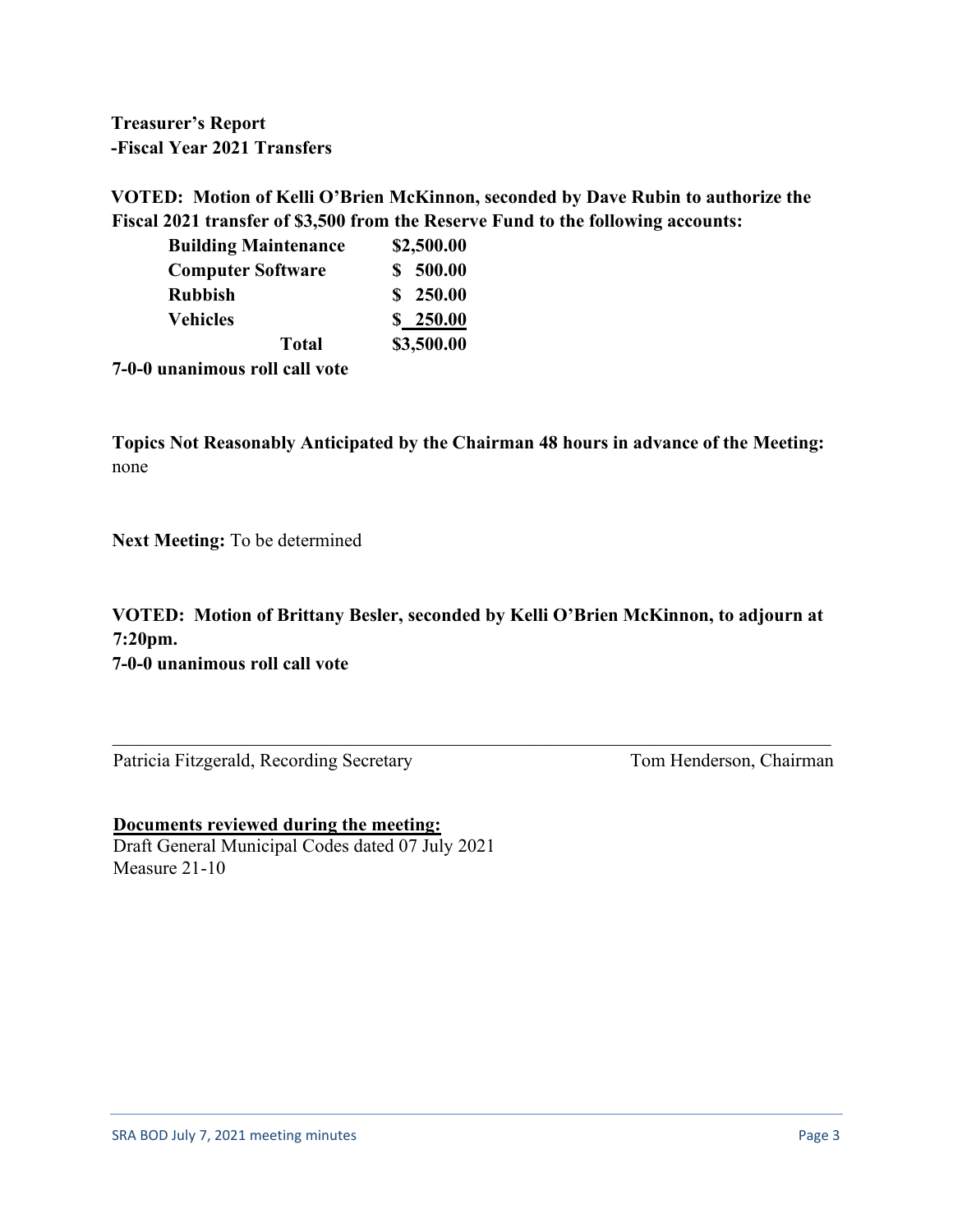**Treasurer's Report**
**-Fiscal Year 2021 Transfers**

**VOTED: Motion of Kelli O'Brien McKinnon, seconded by Dave Rubin to authorize the Fiscal 2021 transfer of $3,500 from the Reserve Fund to the following accounts:**

| | |
|---|---|
| **Building Maintenance** | **$2,500.00** |
| **Computer Software** | **$ 500.00** |
| **Rubbish** | **$ 250.00** |
| **Vehicles** | **$ 250.00** |
| **Total** | **$3,500.00** |

**7-0-0 unanimous roll call vote**

**Topics Not Reasonably Anticipated by the Chairman 48 hours in advance of the Meeting:** none

**Next Meeting:** To be determined

**VOTED: Motion of Brittany Besler, seconded by Kelli O'Brien McKinnon, to adjourn at 7:20pm.**
**7-0-0 unanimous roll call vote**

Patricia Fitzgerald, Recording Secretary

Tom Henderson, Chairman

**Documents reviewed during the meeting:**
Draft General Municipal Codes dated 07 July 2021
Measure 21-10